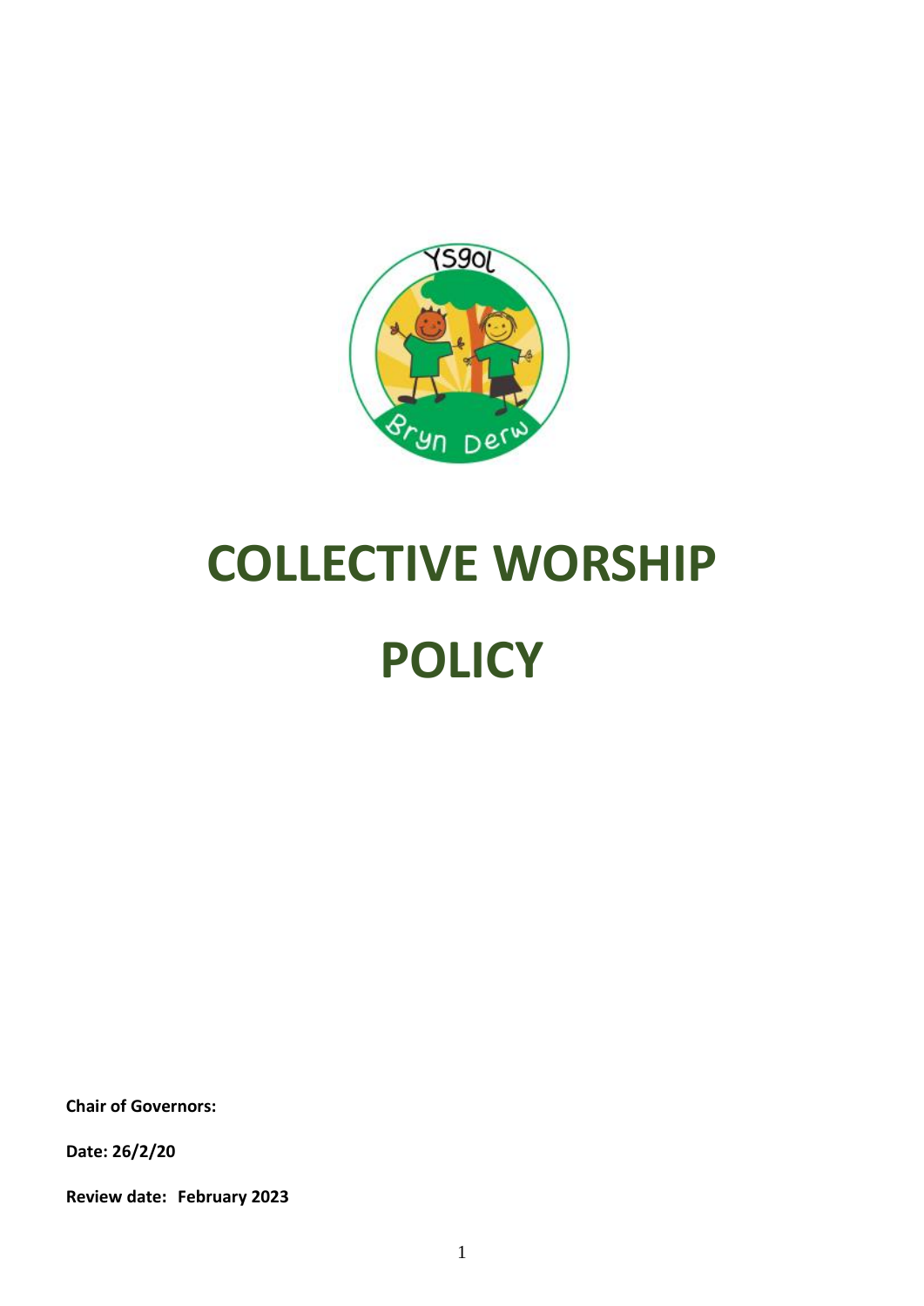# COLLECTIVE WORSHIP POLICY

**Chair of Governors:**

**Date: 26/2/20**

**Review date: February 2023**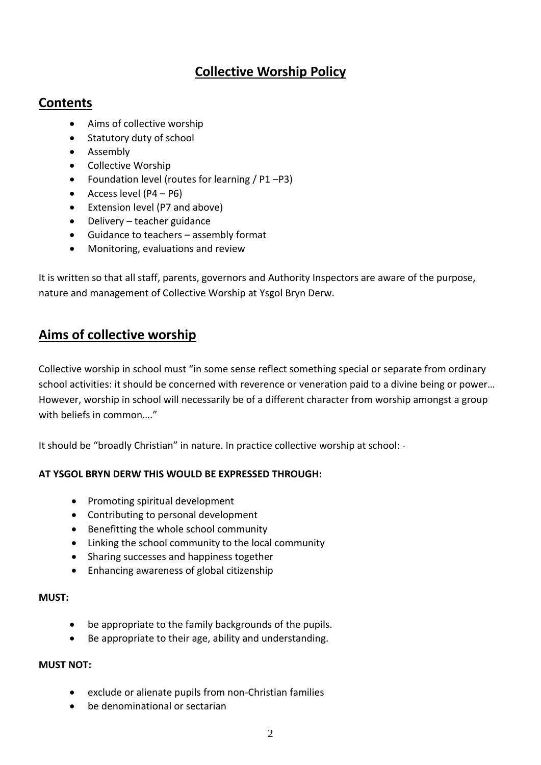# Collective Worship Policy

## Contents

- Aims of collective worship
- Statutory duty of school
- Assembly
- Collective Worship
- Foundation level (routes for learning / P1 –P3)
- Access level (P4 – P6)
- Extension level (P7 and above)
- Delivery – teacher guidance
- Guidance to teachers – assembly format
- Monitoring, evaluations and review

It is written so that all staff, parents, governors and Authority Inspectors are aware of the purpose, nature and management of Collective Worship at Ysgol Bryn Derw.

## Aims of collective worship

Collective worship in school must "in some sense reflect something special or separate from ordinary school activities: it should be concerned with reverence or veneration paid to a divine being or power… However, worship in school will necessarily be of a different character from worship amongst a group with beliefs in common…."

It should be "broadly Christian" in nature. In practice collective worship at school: -

**AT YSGOL BRYN DERW THIS WOULD BE EXPRESSED THROUGH:**

- Promoting spiritual development
- Contributing to personal development
- Benefitting the whole school community
- Linking the school community to the local community
- Sharing successes and happiness together
- Enhancing awareness of global citizenship

**MUST:**

- be appropriate to the family backgrounds of the pupils.
- Be appropriate to their age, ability and understanding.

**MUST NOT:**

- exclude or alienate pupils from non-Christian families
- be denominational or sectarian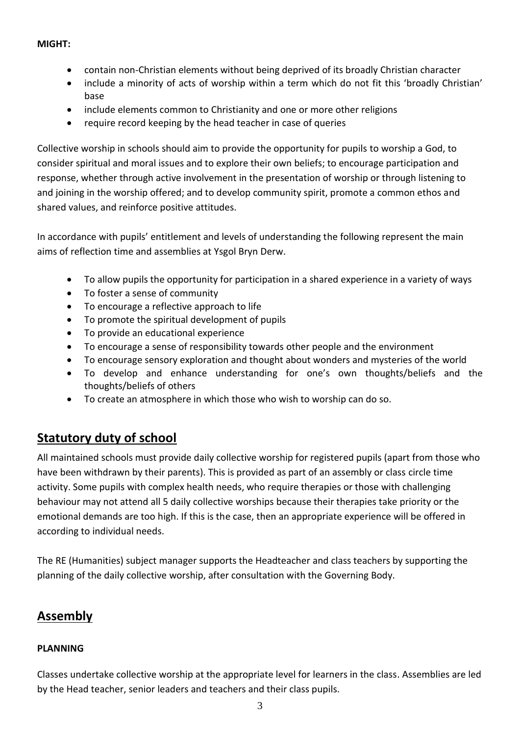**MIGHT:**

- contain non-Christian elements without being deprived of its broadly Christian character
- include a minority of acts of worship within a term which do not fit this 'broadly Christian' base
- include elements common to Christianity and one or more other religions
- require record keeping by the head teacher in case of queries

Collective worship in schools should aim to provide the opportunity for pupils to worship a God, to consider spiritual and moral issues and to explore their own beliefs; to encourage participation and response, whether through active involvement in the presentation of worship or through listening to and joining in the worship offered; and to develop community spirit, promote a common ethos and shared values, and reinforce positive attitudes.

In accordance with pupils' entitlement and levels of understanding the following represent the main aims of reflection time and assemblies at Ysgol Bryn Derw.

- To allow pupils the opportunity for participation in a shared experience in a variety of ways
- To foster a sense of community
- To encourage a reflective approach to life
- To promote the spiritual development of pupils
- To provide an educational experience
- To encourage a sense of responsibility towards other people and the environment
- To encourage sensory exploration and thought about wonders and mysteries of the world
- To develop and enhance understanding for one's own thoughts/beliefs and the thoughts/beliefs of others
- To create an atmosphere in which those who wish to worship can do so.

## Statutory duty of school

All maintained schools must provide daily collective worship for registered pupils (apart from those who have been withdrawn by their parents). This is provided as part of an assembly or class circle time activity. Some pupils with complex health needs, who require therapies or those with challenging behaviour may not attend all 5 daily collective worships because their therapies take priority or the emotional demands are too high. If this is the case, then an appropriate experience will be offered in according to individual needs.

The RE (Humanities) subject manager supports the Headteacher and class teachers by supporting the planning of the daily collective worship, after consultation with the Governing Body.

## Assembly

**PLANNING**

Classes undertake collective worship at the appropriate level for learners in the class. Assemblies are led by the Head teacher, senior leaders and teachers and their class pupils.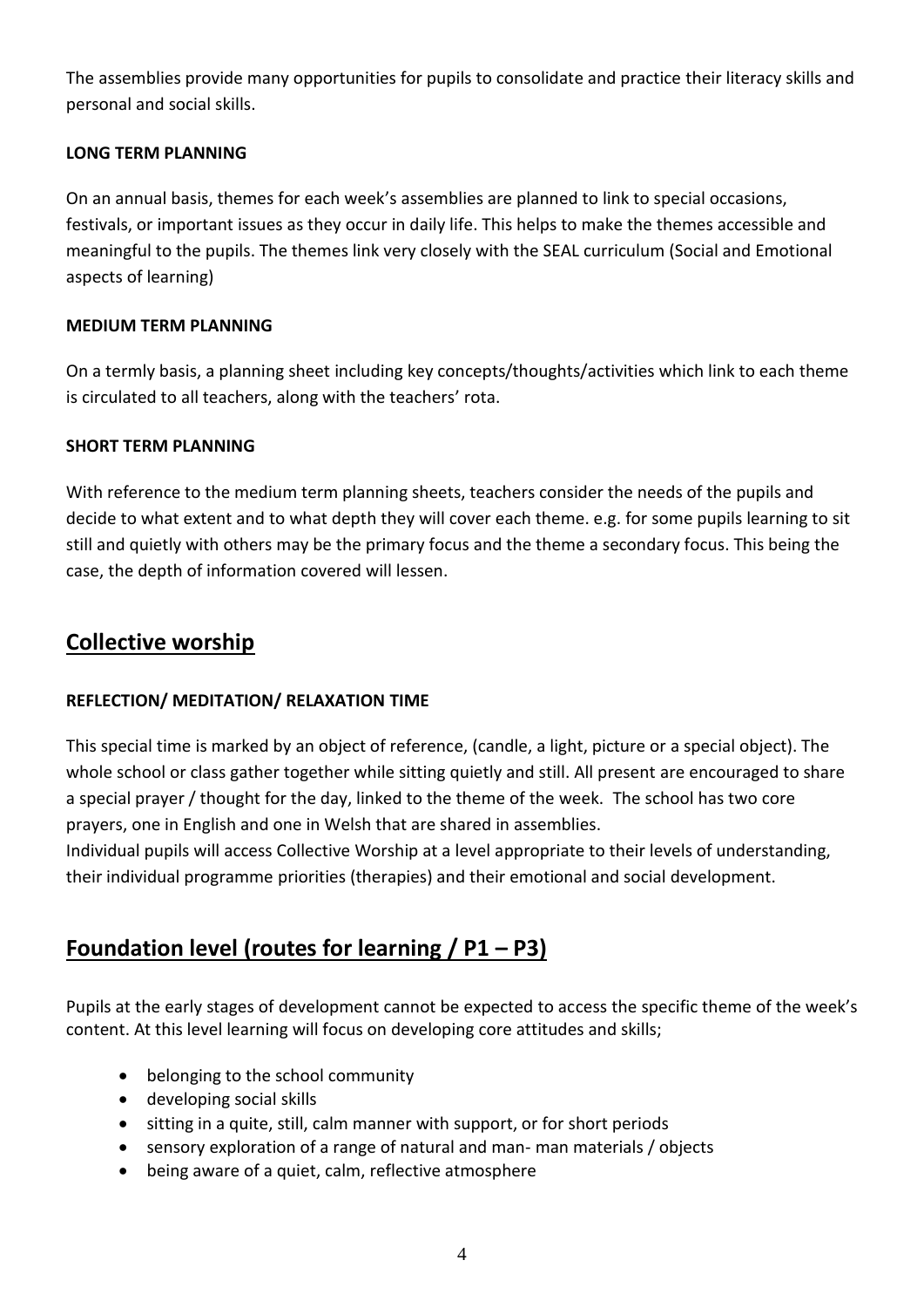The assemblies provide many opportunities for pupils to consolidate and practice their literacy skills and personal and social skills.

**LONG TERM PLANNING**

On an annual basis, themes for each week's assemblies are planned to link to special occasions, festivals, or important issues as they occur in daily life. This helps to make the themes accessible and meaningful to the pupils. The themes link very closely with the SEAL curriculum (Social and Emotional aspects of learning)

**MEDIUM TERM PLANNING**

On a termly basis, a planning sheet including key concepts/thoughts/activities which link to each theme is circulated to all teachers, along with the teachers' rota.

**SHORT TERM PLANNING**

With reference to the medium term planning sheets, teachers consider the needs of the pupils and decide to what extent and to what depth they will cover each theme. e.g. for some pupils learning to sit still and quietly with others may be the primary focus and the theme a secondary focus. This being the case, the depth of information covered will lessen.

## Collective worship

**REFLECTION/ MEDITATION/ RELAXATION TIME**

This special time is marked by an object of reference, (candle, a light, picture or a special object). The whole school or class gather together while sitting quietly and still. All present are encouraged to share a special prayer / thought for the day, linked to the theme of the week. The school has two core prayers, one in English and one in Welsh that are shared in assemblies.
Individual pupils will access Collective Worship at a level appropriate to their levels of understanding, their individual programme priorities (therapies) and their emotional and social development.

## Foundation level (routes for learning / P1 – P3)

Pupils at the early stages of development cannot be expected to access the specific theme of the week's content. At this level learning will focus on developing core attitudes and skills;

- belonging to the school community
- developing social skills
- sitting in a quite, still, calm manner with support, or for short periods
- sensory exploration of a range of natural and man- man materials / objects
- being aware of a quiet, calm, reflective atmosphere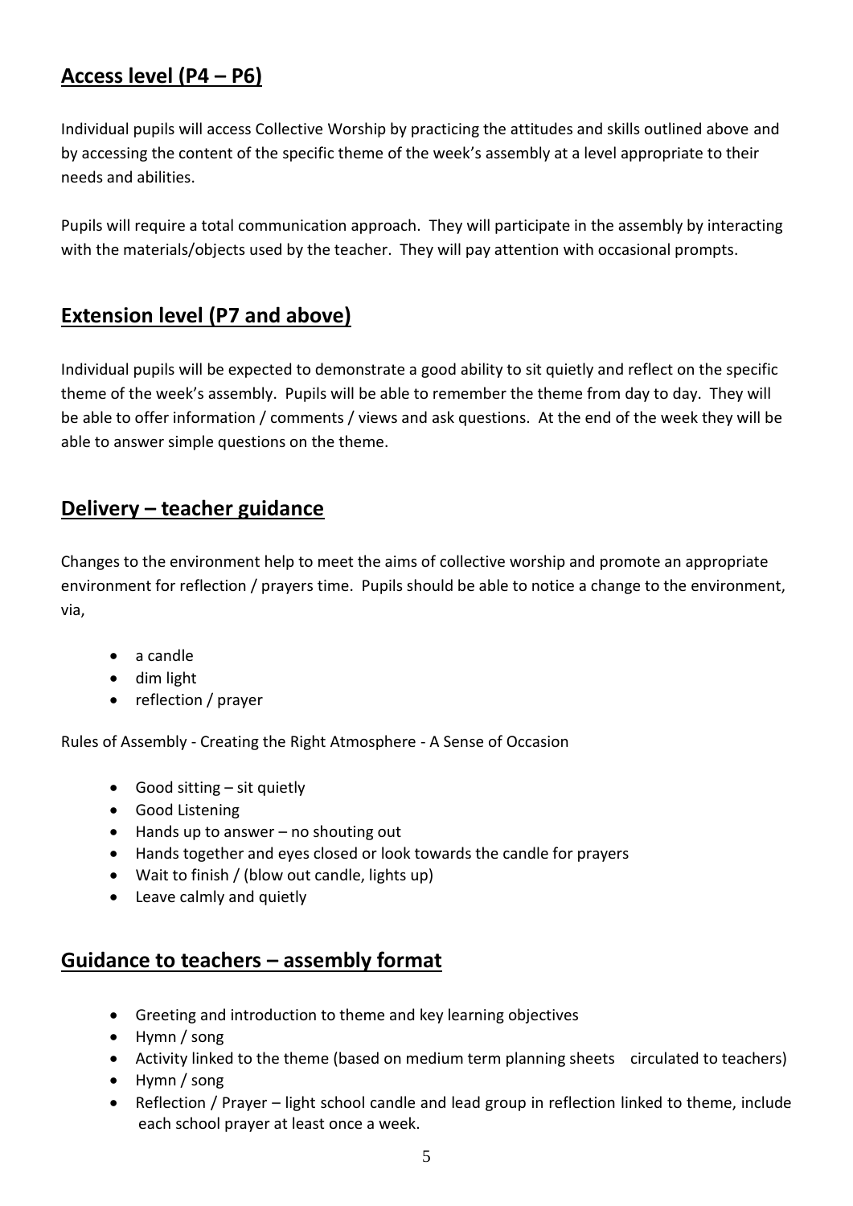## Access level (P4 – P6)

Individual pupils will access Collective Worship by practicing the attitudes and skills outlined above and by accessing the content of the specific theme of the week's assembly at a level appropriate to their needs and abilities.

Pupils will require a total communication approach. They will participate in the assembly by interacting with the materials/objects used by the teacher. They will pay attention with occasional prompts.

## Extension level (P7 and above)

Individual pupils will be expected to demonstrate a good ability to sit quietly and reflect on the specific theme of the week's assembly. Pupils will be able to remember the theme from day to day. They will be able to offer information / comments / views and ask questions. At the end of the week they will be able to answer simple questions on the theme.

## Delivery – teacher guidance

Changes to the environment help to meet the aims of collective worship and promote an appropriate environment for reflection / prayers time. Pupils should be able to notice a change to the environment, via,

- a candle
- dim light
- reflection / prayer

Rules of Assembly - Creating the Right Atmosphere - A Sense of Occasion

- Good sitting – sit quietly
- Good Listening
- Hands up to answer – no shouting out
- Hands together and eyes closed or look towards the candle for prayers
- Wait to finish / (blow out candle, lights up)
- Leave calmly and quietly

## Guidance to teachers – assembly format

- Greeting and introduction to theme and key learning objectives
- Hymn / song
- Activity linked to the theme (based on medium term planning sheets circulated to teachers)
- Hymn / song
- Reflection / Prayer – light school candle and lead group in reflection linked to theme, include each school prayer at least once a week.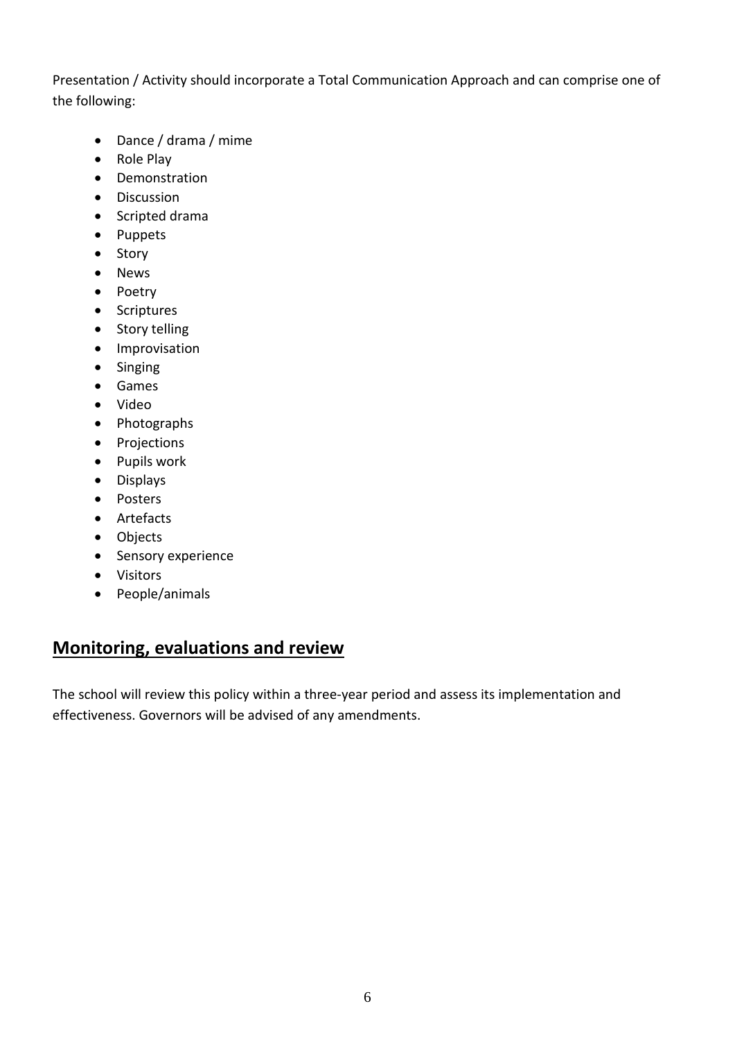Presentation / Activity should incorporate a Total Communication Approach and can comprise one of the following:

- Dance / drama / mime
- Role Play
- Demonstration
- Discussion
- Scripted drama
- Puppets
- Story
- News
- Poetry
- Scriptures
- Story telling
- Improvisation
- Singing
- Games
- Video
- Photographs
- Projections
- Pupils work
- Displays
- Posters
- Artefacts
- Objects
- Sensory experience
- Visitors
- People/animals

## **Monitoring, evaluations and review**

The school will review this policy within a three-year period and assess its implementation and effectiveness. Governors will be advised of any amendments.